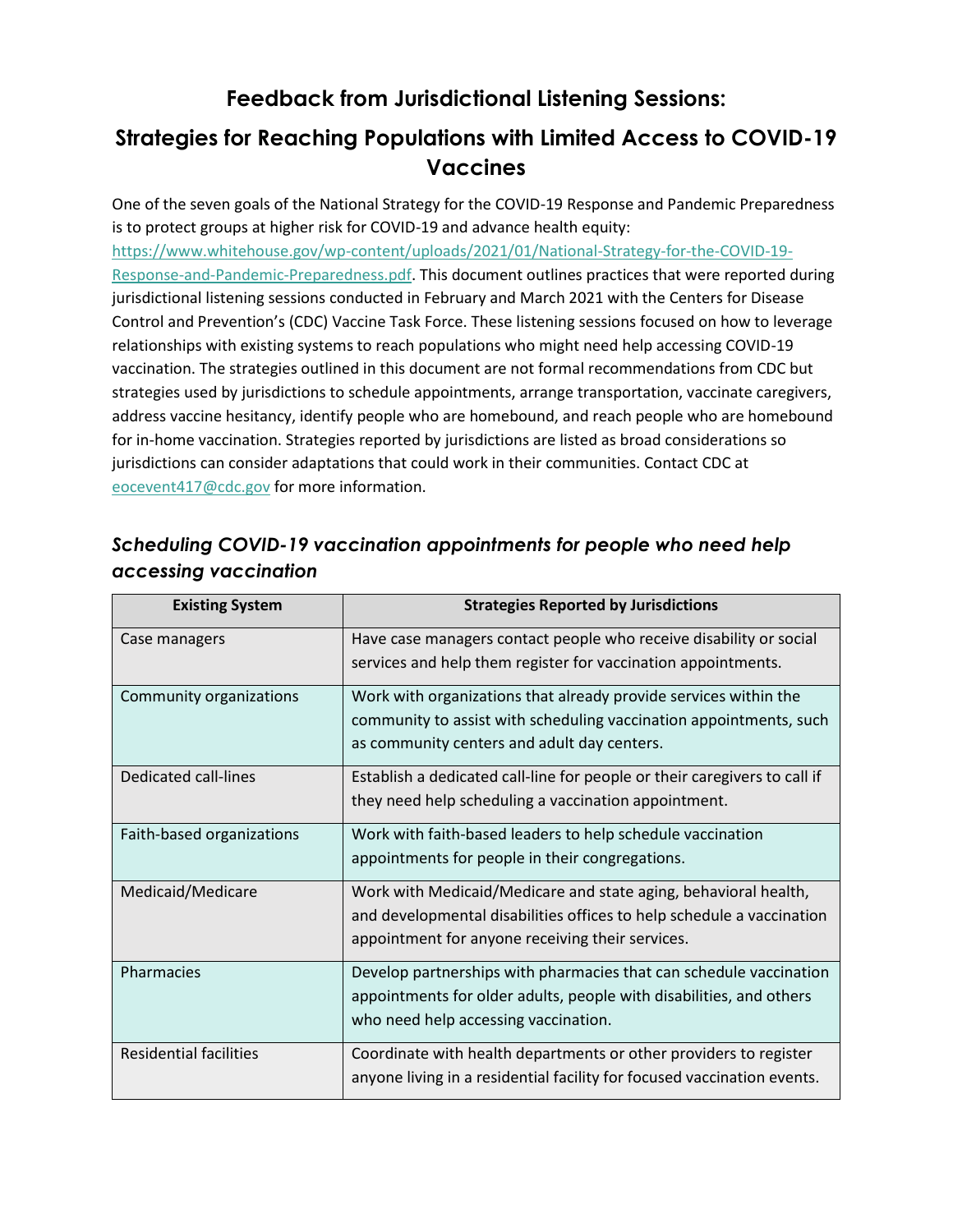# Feedback from Jurisdictional Listening Sessions:

# Strategies for Reaching Populations with Limited Access to COVID-19 Vaccines

One of the seven goals of the National Strategy for the COVID-19 Response and Pandemic Preparedness is to protect groups at higher risk for COVID-19 and advance health equity: [https://www.whitehouse.gov/wp-content/uploads/2021/01/National-Strategy-for-the-COVID-19-Response-and-Pandemic-Preparedness.pdf](https://www.whitehouse.gov/wp-content/uploads/2021/01/National-Strategy-for-the-COVID-19-Response-and-Pandemic-Preparedness.pdf). This document outlines practices that were reported during jurisdictional listening sessions conducted in February and March 2021 with the Centers for Disease Control and Prevention's (CDC) Vaccine Task Force. These listening sessions focused on how to leverage relationships with existing systems to reach populations who might need help accessing COVID-19 vaccination. The strategies outlined in this document are not formal recommendations from CDC but strategies used by jurisdictions to schedule appointments, arrange transportation, vaccinate caregivers, address vaccine hesitancy, identify people who are homebound, and reach people who are homebound for in-home vaccination. Strategies reported by jurisdictions are listed as broad considerations so jurisdictions can consider adaptations that could work in their communities. Contact CDC at [eocevent417@cdc.gov](mailto:eocevent417@cdc.gov) for more information.

## *Scheduling COVID-19 vaccination appointments for people who need help accessing vaccination*

| Existing System | Strategies Reported by Jurisdictions |
|---|---|
| Case managers | Have case managers contact people who receive disability or social services and help them register for vaccination appointments. |
| Community organizations | Work with organizations that already provide services within the community to assist with scheduling vaccination appointments, such as community centers and adult day centers. |
| Dedicated call-lines | Establish a dedicated call-line for people or their caregivers to call if they need help scheduling a vaccination appointment. |
| Faith-based organizations | Work with faith-based leaders to help schedule vaccination appointments for people in their congregations. |
| Medicaid/Medicare | Work with Medicaid/Medicare and state aging, behavioral health, and developmental disabilities offices to help schedule a vaccination appointment for anyone receiving their services. |
| Pharmacies | Develop partnerships with pharmacies that can schedule vaccination appointments for older adults, people with disabilities, and others who need help accessing vaccination. |
| Residential facilities | Coordinate with health departments or other providers to register anyone living in a residential facility for focused vaccination events. |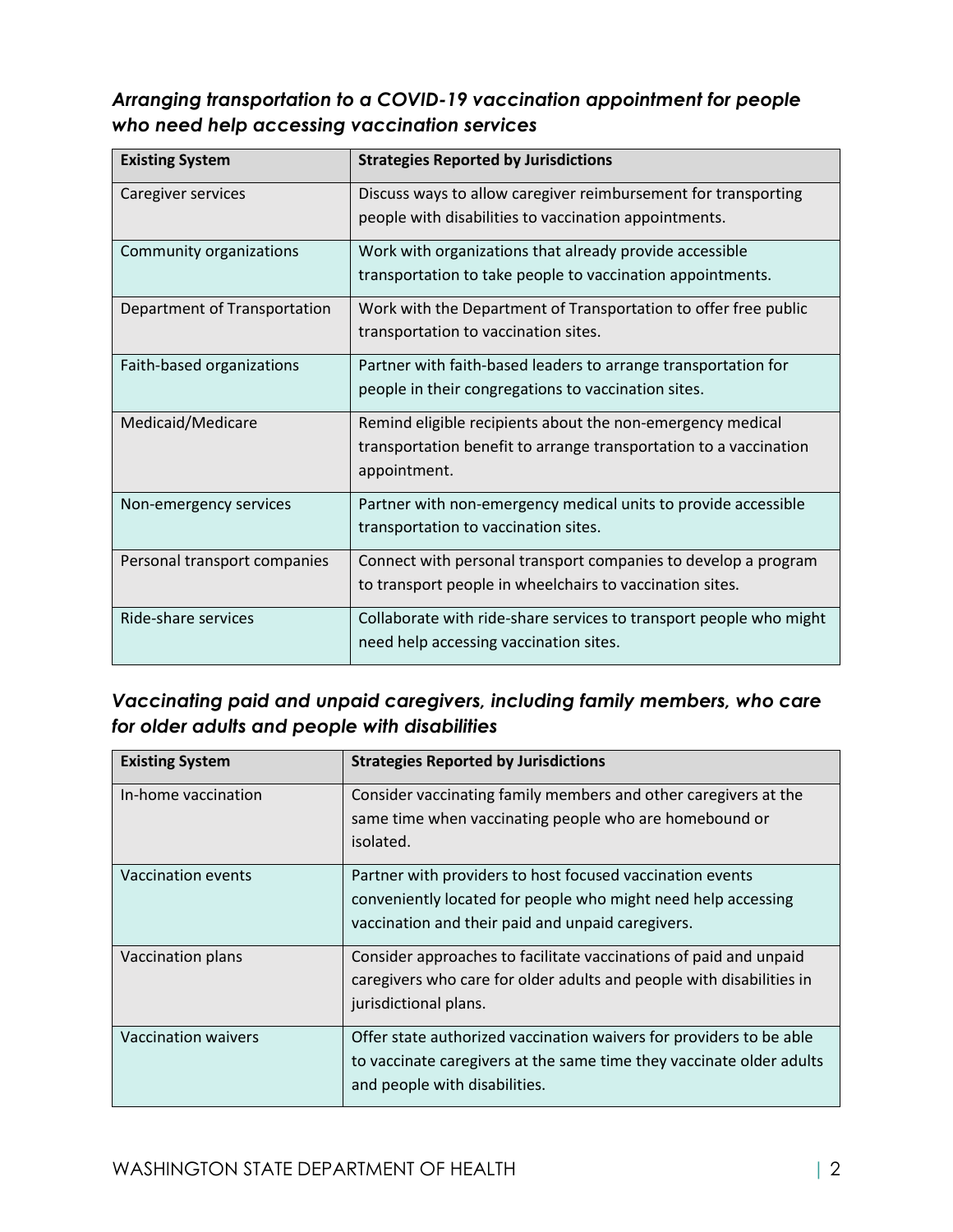### *Arranging transportation to a COVID-19 vaccination appointment for people who need help accessing vaccination services*

| Existing System | Strategies Reported by Jurisdictions |
|---|---|
| Caregiver services | Discuss ways to allow caregiver reimbursement for transporting people with disabilities to vaccination appointments. |
| Community organizations | Work with organizations that already provide accessible transportation to take people to vaccination appointments. |
| Department of Transportation | Work with the Department of Transportation to offer free public transportation to vaccination sites. |
| Faith-based organizations | Partner with faith-based leaders to arrange transportation for people in their congregations to vaccination sites. |
| Medicaid/Medicare | Remind eligible recipients about the non-emergency medical transportation benefit to arrange transportation to a vaccination appointment. |
| Non-emergency services | Partner with non-emergency medical units to provide accessible transportation to vaccination sites. |
| Personal transport companies | Connect with personal transport companies to develop a program to transport people in wheelchairs to vaccination sites. |
| Ride-share services | Collaborate with ride-share services to transport people who might need help accessing vaccination sites. |

### *Vaccinating paid and unpaid caregivers, including family members, who care for older adults and people with disabilities*

| Existing System | Strategies Reported by Jurisdictions |
|---|---|
| In-home vaccination | Consider vaccinating family members and other caregivers at the same time when vaccinating people who are homebound or isolated. |
| Vaccination events | Partner with providers to host focused vaccination events conveniently located for people who might need help accessing vaccination and their paid and unpaid caregivers. |
| Vaccination plans | Consider approaches to facilitate vaccinations of paid and unpaid caregivers who care for older adults and people with disabilities in jurisdictional plans. |
| Vaccination waivers | Offer state authorized vaccination waivers for providers to be able to vaccinate caregivers at the same time they vaccinate older adults and people with disabilities. |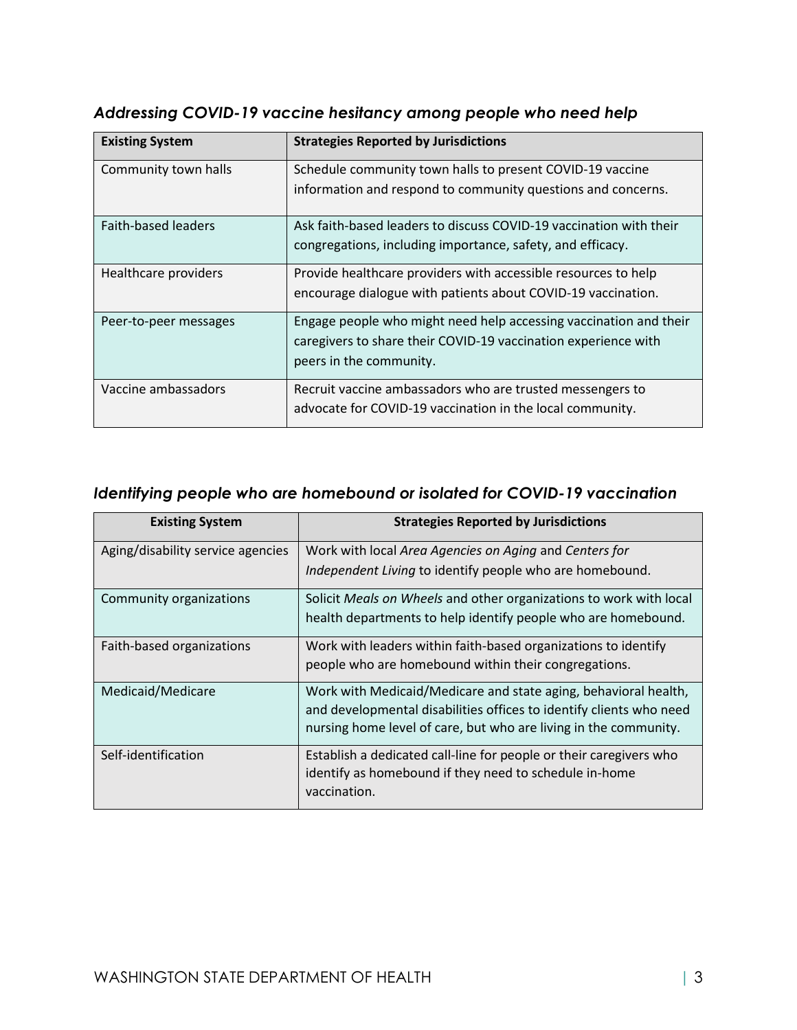### *Addressing COVID-19 vaccine hesitancy among people who need help*

| Existing System | Strategies Reported by Jurisdictions |
| --- | --- |
| Community town halls | Schedule community town halls to present COVID-19 vaccine information and respond to community questions and concerns. |
| Faith-based leaders | Ask faith-based leaders to discuss COVID-19 vaccination with their congregations, including importance, safety, and efficacy. |
| Healthcare providers | Provide healthcare providers with accessible resources to help encourage dialogue with patients about COVID-19 vaccination. |
| Peer-to-peer messages | Engage people who might need help accessing vaccination and their caregivers to share their COVID-19 vaccination experience with peers in the community. |
| Vaccine ambassadors | Recruit vaccine ambassadors who are trusted messengers to advocate for COVID-19 vaccination in the local community. |

### *Identifying people who are homebound or isolated for COVID-19 vaccination*

| Existing System | Strategies Reported by Jurisdictions |
| --- | --- |
| Aging/disability service agencies | Work with local *Area Agencies on Aging* and *Centers for Independent Living* to identify people who are homebound. |
| Community organizations | Solicit *Meals on Wheels* and other organizations to work with local health departments to help identify people who are homebound. |
| Faith-based organizations | Work with leaders within faith-based organizations to identify people who are homebound within their congregations. |
| Medicaid/Medicare | Work with Medicaid/Medicare and state aging, behavioral health, and developmental disabilities offices to identify clients who need nursing home level of care, but who are living in the community. |
| Self-identification | Establish a dedicated call-line for people or their caregivers who identify as homebound if they need to schedule in-home vaccination. |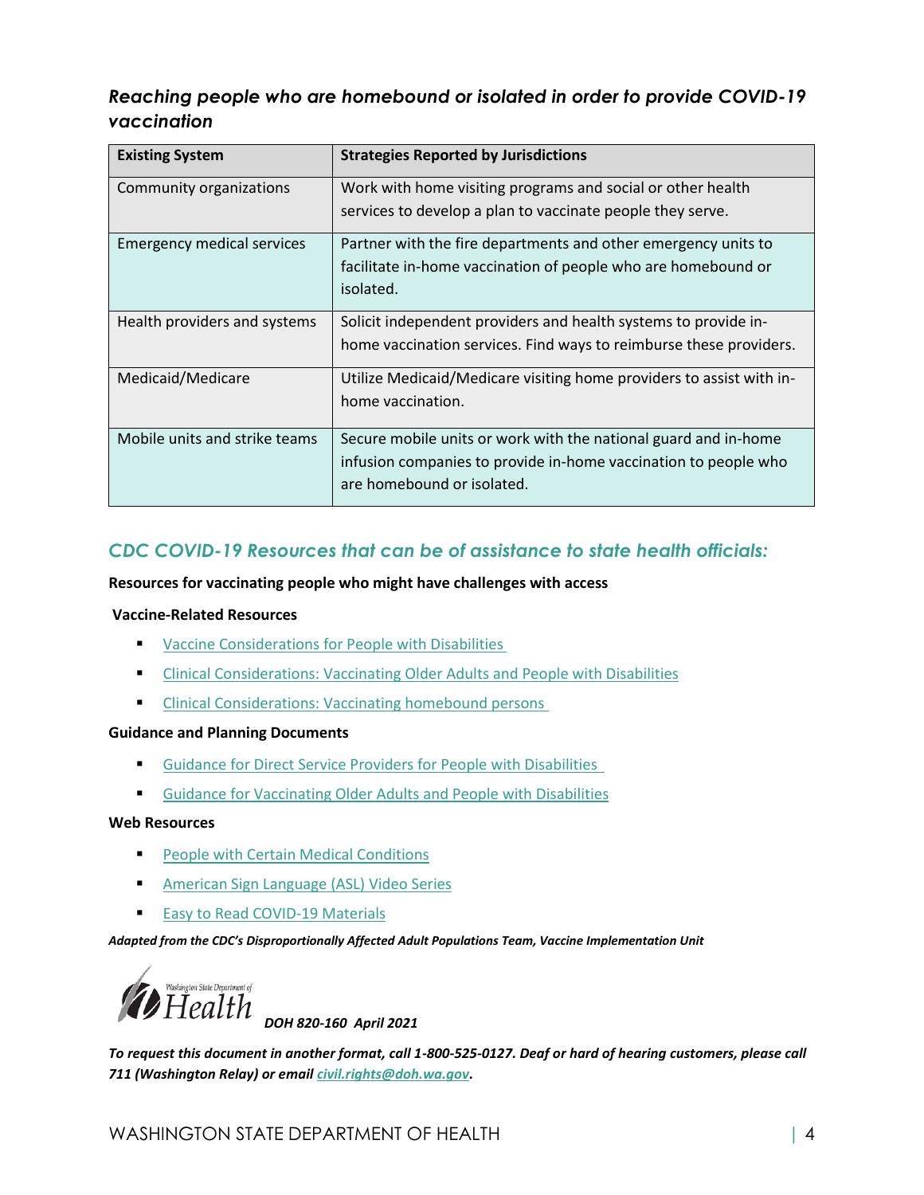### *Reaching people who are homebound or isolated in order to provide COVID-19 vaccination*

| Existing System | Strategies Reported by Jurisdictions |
|---|---|
| Community organizations | Work with home visiting programs and social or other health services to develop a plan to vaccinate people they serve. |
| Emergency medical services | Partner with the fire departments and other emergency units to facilitate in-home vaccination of people who are homebound or isolated. |
| Health providers and systems | Solicit independent providers and health systems to provide in-home vaccination services. Find ways to reimburse these providers. |
| Medicaid/Medicare | Utilize Medicaid/Medicare visiting home providers to assist with in-home vaccination. |
| Mobile units and strike teams | Secure mobile units or work with the national guard and in-home infusion companies to provide in-home vaccination to people who are homebound or isolated. |

## *CDC COVID-19 Resources that can be of assistance to state health officials:*

**Resources for vaccinating people who might have challenges with access**

**Vaccine-Related Resources**

- Vaccine Considerations for People with Disabilities
- Clinical Considerations: Vaccinating Older Adults and People with Disabilities
- Clinical Considerations: Vaccinating homebound persons

**Guidance and Planning Documents**

- Guidance for Direct Service Providers for People with Disabilities
- Guidance for Vaccinating Older Adults and People with Disabilities

**Web Resources**

- People with Certain Medical Conditions
- American Sign Language (ASL) Video Series
- Easy to Read COVID-19 Materials

***Adapted from the CDC's Disproportionally Affected Adult Populations Team, Vaccine Implementation Unit***

Washington State Department of Health

***DOH 820-160 April 2021***

***To request this document in another format, call 1-800-525-0127. Deaf or hard of hearing customers, please call 711 (Washington Relay) or email civil.rights@doh.wa.gov.***